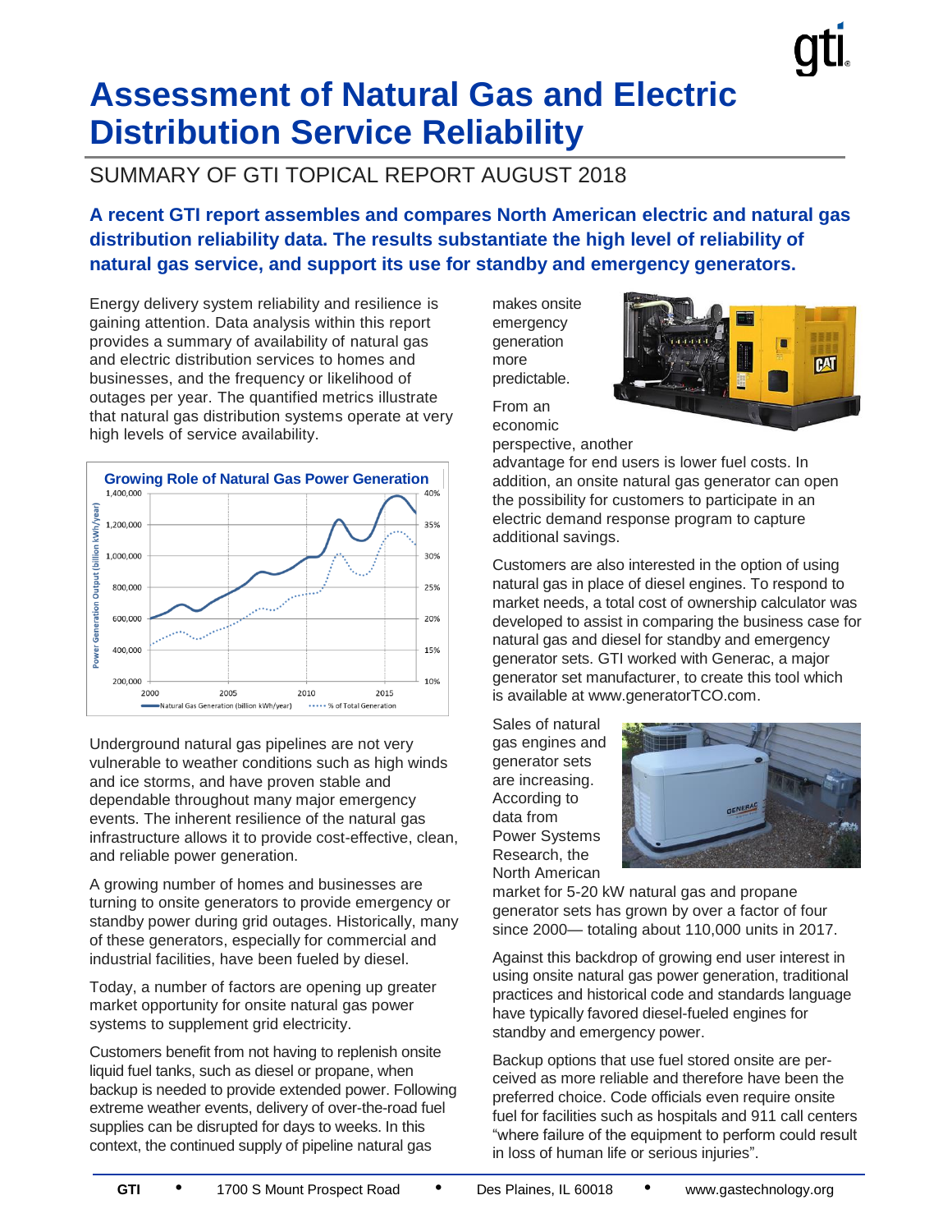# **Assessment of Natural Gas and Electric Distribution Service Reliability**

## SUMMARY OF GTI TOPICAL REPORT AUGUST 2018

**A recent GTI report assembles and compares North American electric and natural gas distribution reliability data. The results substantiate the high level of reliability of natural gas service, and support its use for standby and emergency generators.**

Energy delivery system reliability and resilience is gaining attention. Data analysis within this report provides a summary of availability of natural gas and electric distribution services to homes and businesses, and the frequency or likelihood of outages per year. The quantified metrics illustrate that natural gas distribution systems operate at very high levels of service availability.



Underground natural gas pipelines are not very vulnerable to weather conditions such as high winds and ice storms, and have proven stable and dependable throughout many major emergency events. The inherent resilience of the natural gas infrastructure allows it to provide cost-effective, clean, and reliable power generation.

A growing number of homes and businesses are turning to onsite generators to provide emergency or standby power during grid outages. Historically, many of these generators, especially for commercial and industrial facilities, have been fueled by diesel.

Today, a number of factors are opening up greater market opportunity for onsite natural gas power systems to supplement grid electricity.

Customers benefit from not having to replenish onsite liquid fuel tanks, such as diesel or propane, when backup is needed to provide extended power. Following extreme weather events, delivery of over-the-road fuel supplies can be disrupted for days to weeks. In this context, the continued supply of pipeline natural gas

makes onsite emergency generation more predictable.

From an



economic

perspective, another

advantage for end users is lower fuel costs. In addition, an onsite natural gas generator can open the possibility for customers to participate in an electric demand response program to capture additional savings.

Customers are also interested in the option of using natural gas in place of diesel engines. To respond to market needs, a total cost of ownership calculator was developed to assist in comparing the business case for natural gas and diesel for standby and emergency generator sets. GTI worked with Generac, a major generator set manufacturer, to create this tool which is available at www.generatorTCO.com.

Sales of natural gas engines and generator sets are increasing. According to data from Power Systems Research, the North American



market for 5-20 kW natural gas and propane generator sets has grown by over a factor of four since 2000— totaling about 110,000 units in 2017.

Against this backdrop of growing end user interest in using onsite natural gas power generation, traditional practices and historical code and standards language have typically favored diesel-fueled engines for standby and emergency power.

Backup options that use fuel stored onsite are perceived as more reliable and therefore have been the preferred choice. Code officials even require onsite fuel for facilities such as hospitals and 911 call centers "where failure of the equipment to perform could result in loss of human life or serious injuries".